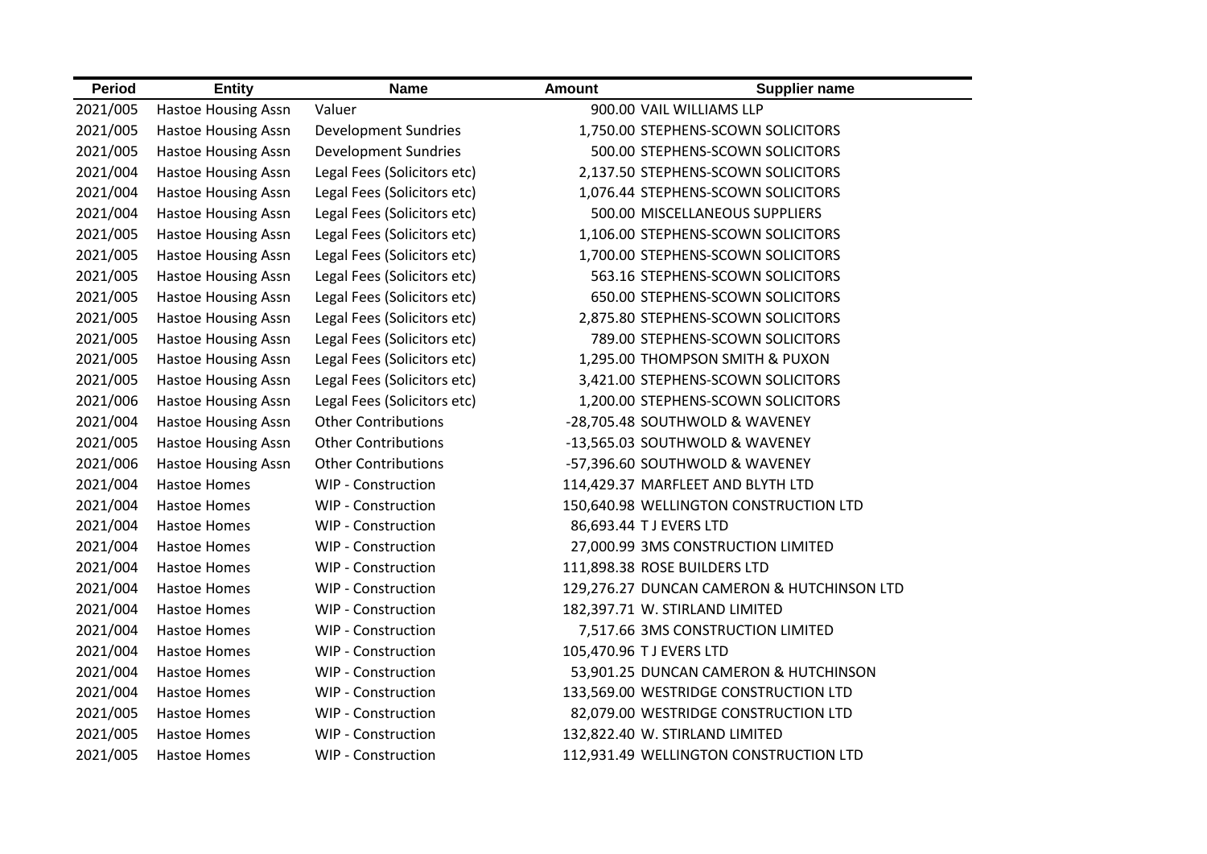| Period | Entity | Name | Amount | Supplier name |
|---|---|---|---|---|
| 2021/005 | Hastoe Housing Assn | Valuer | 900.00 | VAIL WILLIAMS LLP |
| 2021/005 | Hastoe Housing Assn | Development Sundries | 1,750.00 | STEPHENS-SCOWN SOLICITORS |
| 2021/005 | Hastoe Housing Assn | Development Sundries | 500.00 | STEPHENS-SCOWN SOLICITORS |
| 2021/004 | Hastoe Housing Assn | Legal Fees (Solicitors etc) | 2,137.50 | STEPHENS-SCOWN SOLICITORS |
| 2021/004 | Hastoe Housing Assn | Legal Fees (Solicitors etc) | 1,076.44 | STEPHENS-SCOWN SOLICITORS |
| 2021/004 | Hastoe Housing Assn | Legal Fees (Solicitors etc) | 500.00 | MISCELLANEOUS SUPPLIERS |
| 2021/005 | Hastoe Housing Assn | Legal Fees (Solicitors etc) | 1,106.00 | STEPHENS-SCOWN SOLICITORS |
| 2021/005 | Hastoe Housing Assn | Legal Fees (Solicitors etc) | 1,700.00 | STEPHENS-SCOWN SOLICITORS |
| 2021/005 | Hastoe Housing Assn | Legal Fees (Solicitors etc) | 563.16 | STEPHENS-SCOWN SOLICITORS |
| 2021/005 | Hastoe Housing Assn | Legal Fees (Solicitors etc) | 650.00 | STEPHENS-SCOWN SOLICITORS |
| 2021/005 | Hastoe Housing Assn | Legal Fees (Solicitors etc) | 2,875.80 | STEPHENS-SCOWN SOLICITORS |
| 2021/005 | Hastoe Housing Assn | Legal Fees (Solicitors etc) | 789.00 | STEPHENS-SCOWN SOLICITORS |
| 2021/005 | Hastoe Housing Assn | Legal Fees (Solicitors etc) | 1,295.00 | THOMPSON SMITH & PUXON |
| 2021/005 | Hastoe Housing Assn | Legal Fees (Solicitors etc) | 3,421.00 | STEPHENS-SCOWN SOLICITORS |
| 2021/006 | Hastoe Housing Assn | Legal Fees (Solicitors etc) | 1,200.00 | STEPHENS-SCOWN SOLICITORS |
| 2021/004 | Hastoe Housing Assn | Other Contributions | -28,705.48 | SOUTHWOLD & WAVENEY |
| 2021/005 | Hastoe Housing Assn | Other Contributions | -13,565.03 | SOUTHWOLD & WAVENEY |
| 2021/006 | Hastoe Housing Assn | Other Contributions | -57,396.60 | SOUTHWOLD & WAVENEY |
| 2021/004 | Hastoe Homes | WIP - Construction | 114,429.37 | MARFLEET AND BLYTH LTD |
| 2021/004 | Hastoe Homes | WIP - Construction | 150,640.98 | WELLINGTON CONSTRUCTION LTD |
| 2021/004 | Hastoe Homes | WIP - Construction | 86,693.44 | T J EVERS LTD |
| 2021/004 | Hastoe Homes | WIP - Construction | 27,000.99 | 3MS CONSTRUCTION LIMITED |
| 2021/004 | Hastoe Homes | WIP - Construction | 111,898.38 | ROSE BUILDERS LTD |
| 2021/004 | Hastoe Homes | WIP - Construction | 129,276.27 | DUNCAN CAMERON & HUTCHINSON LTD |
| 2021/004 | Hastoe Homes | WIP - Construction | 182,397.71 | W. STIRLAND LIMITED |
| 2021/004 | Hastoe Homes | WIP - Construction | 7,517.66 | 3MS CONSTRUCTION LIMITED |
| 2021/004 | Hastoe Homes | WIP - Construction | 105,470.96 | T J EVERS LTD |
| 2021/004 | Hastoe Homes | WIP - Construction | 53,901.25 | DUNCAN CAMERON & HUTCHINSON |
| 2021/004 | Hastoe Homes | WIP - Construction | 133,569.00 | WESTRIDGE CONSTRUCTION LTD |
| 2021/005 | Hastoe Homes | WIP - Construction | 82,079.00 | WESTRIDGE CONSTRUCTION LTD |
| 2021/005 | Hastoe Homes | WIP - Construction | 132,822.40 | W. STIRLAND LIMITED |
| 2021/005 | Hastoe Homes | WIP - Construction | 112,931.49 | WELLINGTON CONSTRUCTION LTD |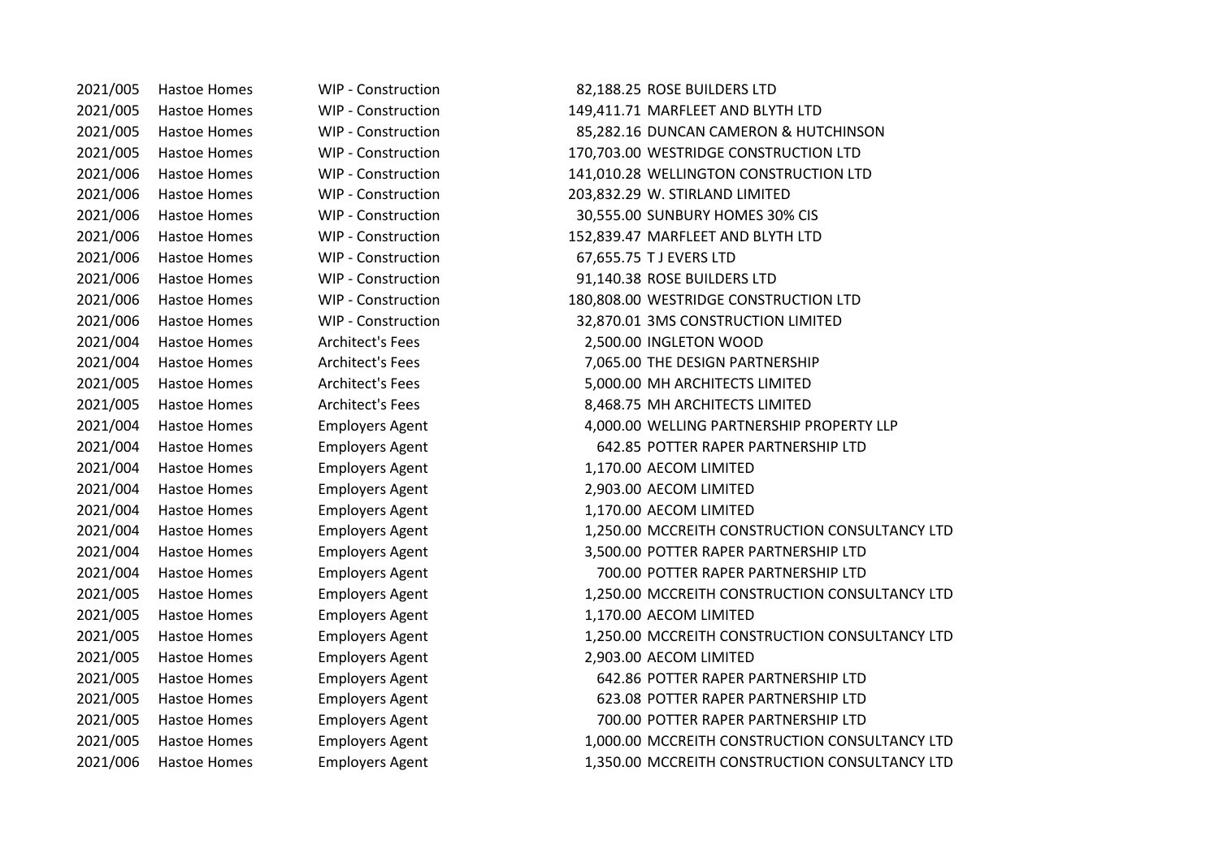| | | | | |
|---|---|---|---|---|
| 2021/005 | Hastoe Homes | WIP - Construction | 82,188.25 | ROSE BUILDERS LTD |
| 2021/005 | Hastoe Homes | WIP - Construction | 149,411.71 | MARFLEET AND BLYTH LTD |
| 2021/005 | Hastoe Homes | WIP - Construction | 85,282.16 | DUNCAN CAMERON & HUTCHINSON |
| 2021/005 | Hastoe Homes | WIP - Construction | 170,703.00 | WESTRIDGE CONSTRUCTION LTD |
| 2021/006 | Hastoe Homes | WIP - Construction | 141,010.28 | WELLINGTON CONSTRUCTION LTD |
| 2021/006 | Hastoe Homes | WIP - Construction | 203,832.29 | W. STIRLAND LIMITED |
| 2021/006 | Hastoe Homes | WIP - Construction | 30,555.00 | SUNBURY HOMES 30% CIS |
| 2021/006 | Hastoe Homes | WIP - Construction | 152,839.47 | MARFLEET AND BLYTH LTD |
| 2021/006 | Hastoe Homes | WIP - Construction | 67,655.75 | T J EVERS LTD |
| 2021/006 | Hastoe Homes | WIP - Construction | 91,140.38 | ROSE BUILDERS LTD |
| 2021/006 | Hastoe Homes | WIP - Construction | 180,808.00 | WESTRIDGE CONSTRUCTION LTD |
| 2021/006 | Hastoe Homes | WIP - Construction | 32,870.01 | 3MS CONSTRUCTION LIMITED |
| 2021/004 | Hastoe Homes | Architect's Fees | 2,500.00 | INGLETON WOOD |
| 2021/004 | Hastoe Homes | Architect's Fees | 7,065.00 | THE DESIGN PARTNERSHIP |
| 2021/005 | Hastoe Homes | Architect's Fees | 5,000.00 | MH ARCHITECTS LIMITED |
| 2021/005 | Hastoe Homes | Architect's Fees | 8,468.75 | MH ARCHITECTS LIMITED |
| 2021/004 | Hastoe Homes | Employers Agent | 4,000.00 | WELLING PARTNERSHIP PROPERTY LLP |
| 2021/004 | Hastoe Homes | Employers Agent | 642.85 | POTTER RAPER PARTNERSHIP LTD |
| 2021/004 | Hastoe Homes | Employers Agent | 1,170.00 | AECOM LIMITED |
| 2021/004 | Hastoe Homes | Employers Agent | 2,903.00 | AECOM LIMITED |
| 2021/004 | Hastoe Homes | Employers Agent | 1,170.00 | AECOM LIMITED |
| 2021/004 | Hastoe Homes | Employers Agent | 1,250.00 | MCCREITH CONSTRUCTION CONSULTANCY LTD |
| 2021/004 | Hastoe Homes | Employers Agent | 3,500.00 | POTTER RAPER PARTNERSHIP LTD |
| 2021/004 | Hastoe Homes | Employers Agent | 700.00 | POTTER RAPER PARTNERSHIP LTD |
| 2021/005 | Hastoe Homes | Employers Agent | 1,250.00 | MCCREITH CONSTRUCTION CONSULTANCY LTD |
| 2021/005 | Hastoe Homes | Employers Agent | 1,170.00 | AECOM LIMITED |
| 2021/005 | Hastoe Homes | Employers Agent | 1,250.00 | MCCREITH CONSTRUCTION CONSULTANCY LTD |
| 2021/005 | Hastoe Homes | Employers Agent | 2,903.00 | AECOM LIMITED |
| 2021/005 | Hastoe Homes | Employers Agent | 642.86 | POTTER RAPER PARTNERSHIP LTD |
| 2021/005 | Hastoe Homes | Employers Agent | 623.08 | POTTER RAPER PARTNERSHIP LTD |
| 2021/005 | Hastoe Homes | Employers Agent | 700.00 | POTTER RAPER PARTNERSHIP LTD |
| 2021/005 | Hastoe Homes | Employers Agent | 1,000.00 | MCCREITH CONSTRUCTION CONSULTANCY LTD |
| 2021/006 | Hastoe Homes | Employers Agent | 1,350.00 | MCCREITH CONSTRUCTION CONSULTANCY LTD |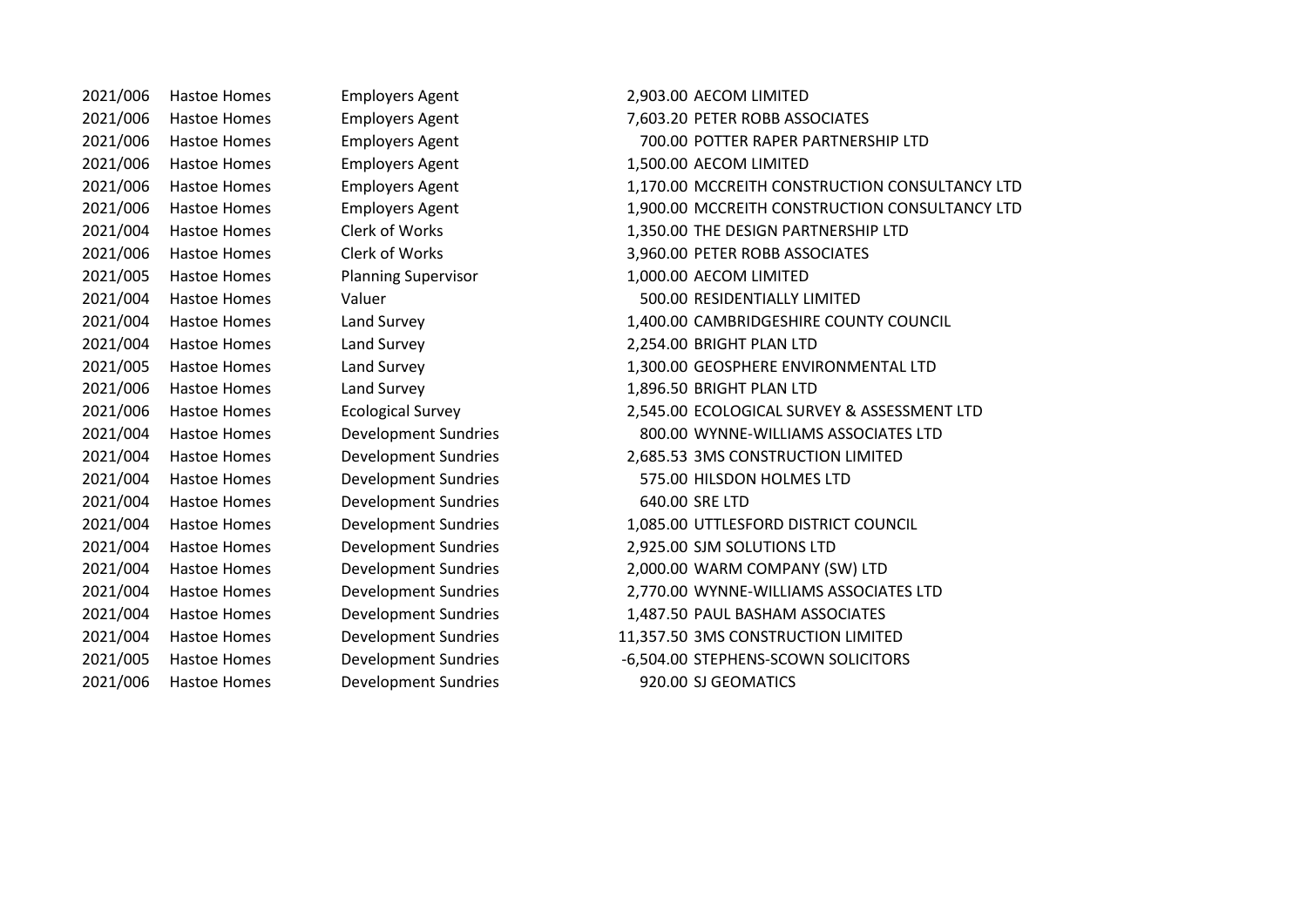| | | | | |
|---|---|---|---|---|
| 2021/006 | Hastoe Homes | Employers Agent | 2,903.00 | AECOM LIMITED |
| 2021/006 | Hastoe Homes | Employers Agent | 7,603.20 | PETER ROBB ASSOCIATES |
| 2021/006 | Hastoe Homes | Employers Agent | 700.00 | POTTER RAPER PARTNERSHIP LTD |
| 2021/006 | Hastoe Homes | Employers Agent | 1,500.00 | AECOM LIMITED |
| 2021/006 | Hastoe Homes | Employers Agent | 1,170.00 | MCCREITH CONSTRUCTION CONSULTANCY LTD |
| 2021/006 | Hastoe Homes | Employers Agent | 1,900.00 | MCCREITH CONSTRUCTION CONSULTANCY LTD |
| 2021/004 | Hastoe Homes | Clerk of Works | 1,350.00 | THE DESIGN PARTNERSHIP LTD |
| 2021/006 | Hastoe Homes | Clerk of Works | 3,960.00 | PETER ROBB ASSOCIATES |
| 2021/005 | Hastoe Homes | Planning Supervisor | 1,000.00 | AECOM LIMITED |
| 2021/004 | Hastoe Homes | Valuer | 500.00 | RESIDENTIALLY LIMITED |
| 2021/004 | Hastoe Homes | Land Survey | 1,400.00 | CAMBRIDGESHIRE COUNTY COUNCIL |
| 2021/004 | Hastoe Homes | Land Survey | 2,254.00 | BRIGHT PLAN LTD |
| 2021/005 | Hastoe Homes | Land Survey | 1,300.00 | GEOSPHERE ENVIRONMENTAL LTD |
| 2021/006 | Hastoe Homes | Land Survey | 1,896.50 | BRIGHT PLAN LTD |
| 2021/006 | Hastoe Homes | Ecological Survey | 2,545.00 | ECOLOGICAL SURVEY & ASSESSMENT LTD |
| 2021/004 | Hastoe Homes | Development Sundries | 800.00 | WYNNE-WILLIAMS ASSOCIATES LTD |
| 2021/004 | Hastoe Homes | Development Sundries | 2,685.53 | 3MS CONSTRUCTION LIMITED |
| 2021/004 | Hastoe Homes | Development Sundries | 575.00 | HILSDON HOLMES LTD |
| 2021/004 | Hastoe Homes | Development Sundries | 640.00 | SRE LTD |
| 2021/004 | Hastoe Homes | Development Sundries | 1,085.00 | UTTLESFORD DISTRICT COUNCIL |
| 2021/004 | Hastoe Homes | Development Sundries | 2,925.00 | SJM SOLUTIONS LTD |
| 2021/004 | Hastoe Homes | Development Sundries | 2,000.00 | WARM COMPANY (SW) LTD |
| 2021/004 | Hastoe Homes | Development Sundries | 2,770.00 | WYNNE-WILLIAMS ASSOCIATES LTD |
| 2021/004 | Hastoe Homes | Development Sundries | 1,487.50 | PAUL BASHAM ASSOCIATES |
| 2021/004 | Hastoe Homes | Development Sundries | 11,357.50 | 3MS CONSTRUCTION LIMITED |
| 2021/005 | Hastoe Homes | Development Sundries | -6,504.00 | STEPHENS-SCOWN SOLICITORS |
| 2021/006 | Hastoe Homes | Development Sundries | 920.00 | SJ GEOMATICS |